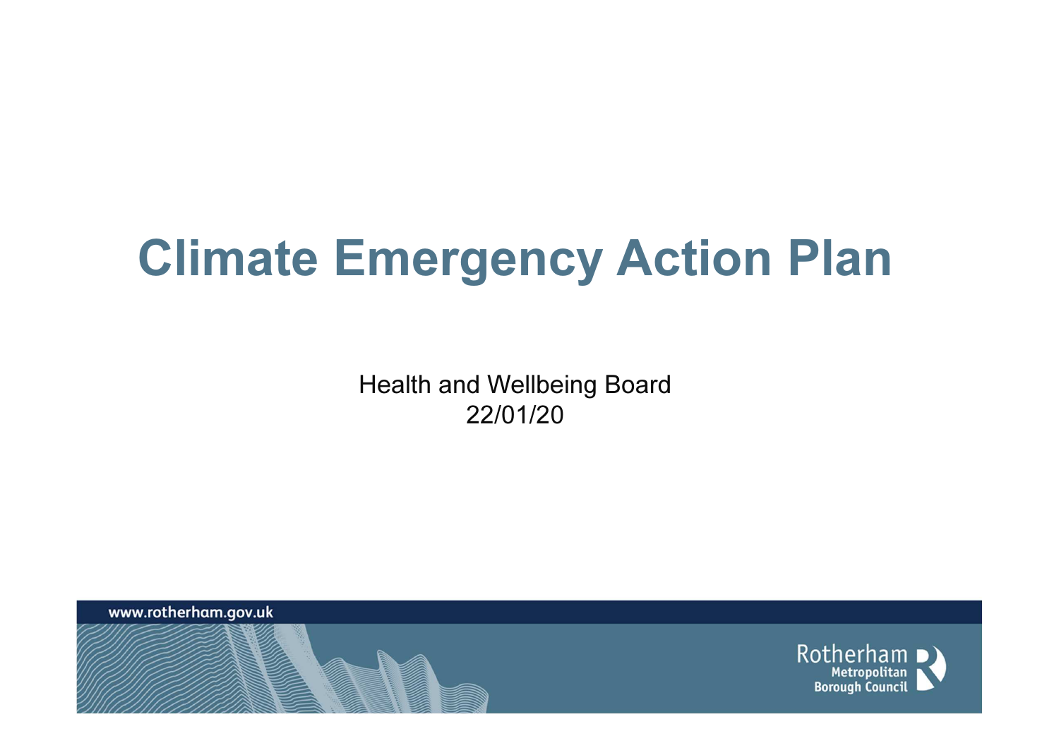# Climate Emergency Action Plan

Health and Wellbeing Board
22/01/20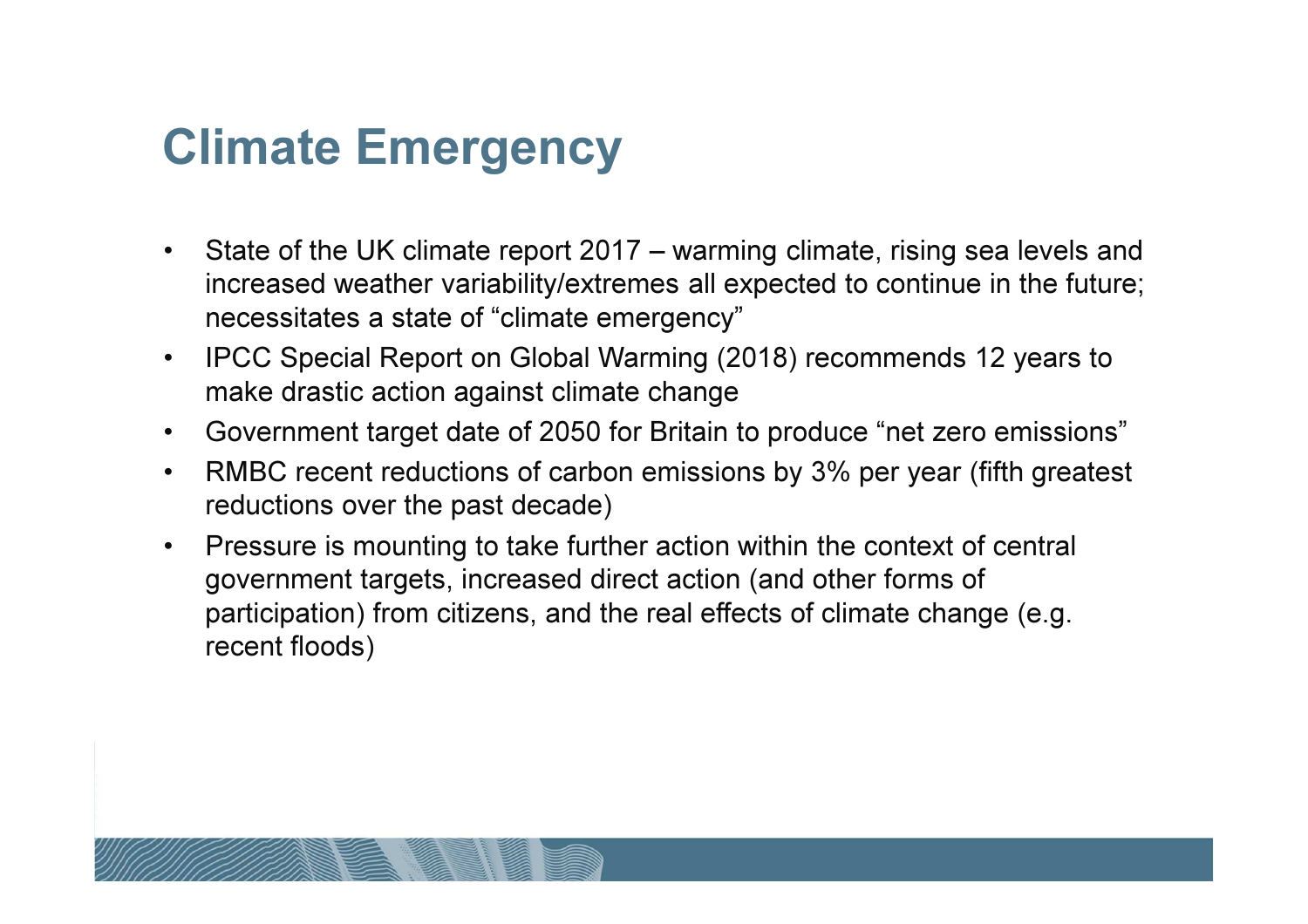# Climate Emergency

- State of the UK climate report 2017 – warming climate, rising sea levels and increased weather variability/extremes all expected to continue in the future; necessitates a state of "climate emergency"
- IPCC Special Report on Global Warming (2018) recommends 12 years to make drastic action against climate change
- Government target date of 2050 for Britain to produce "net zero emissions"
- RMBC recent reductions of carbon emissions by 3% per year (fifth greatest reductions over the past decade)
- Pressure is mounting to take further action within the context of central government targets, increased direct action (and other forms of participation) from citizens, and the real effects of climate change (e.g. recent floods)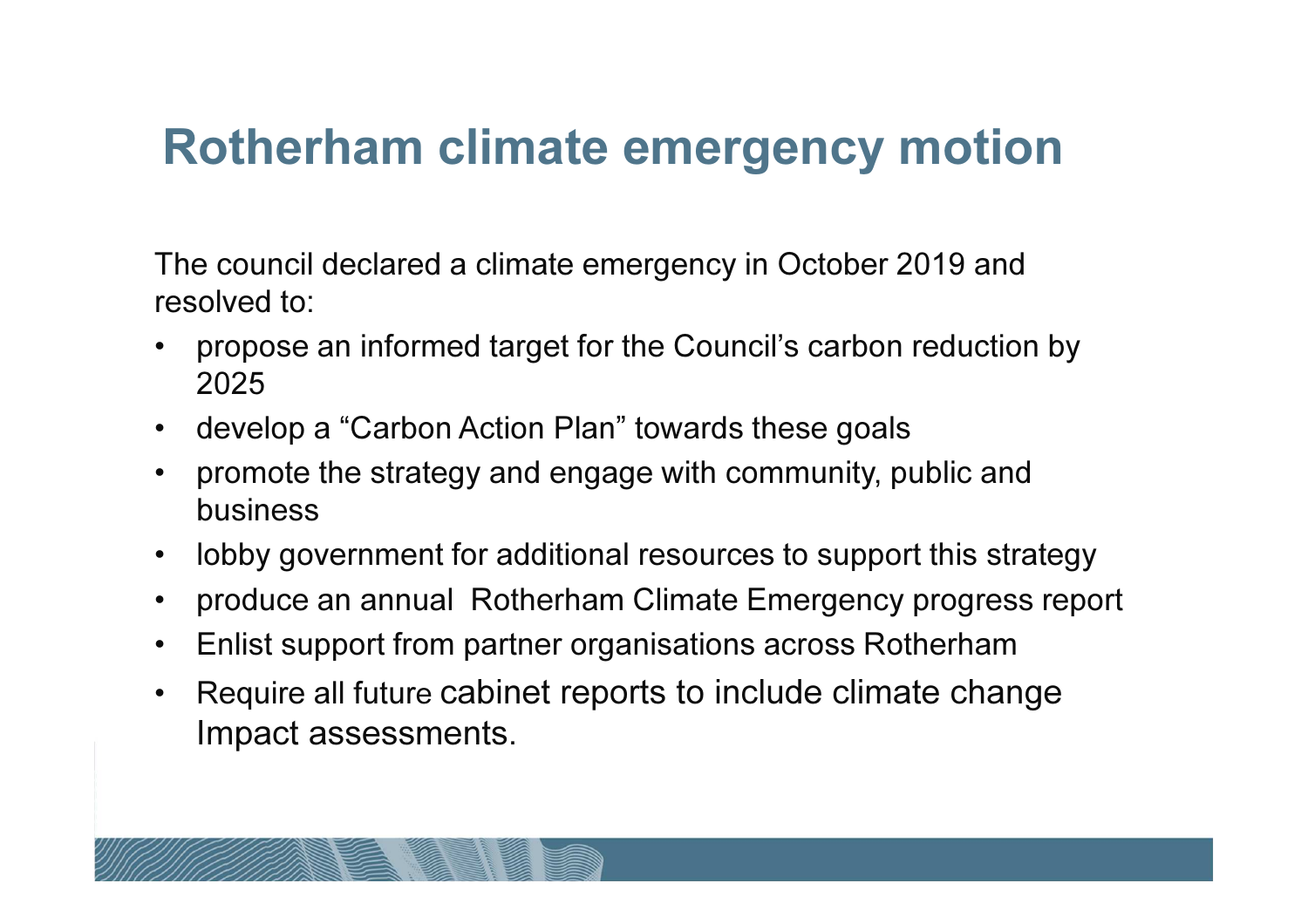# Rotherham climate emergency motion

The council declared a climate emergency in October 2019 and resolved to:

- propose an informed target for the Council's carbon reduction by 2025
- develop a "Carbon Action Plan" towards these goals
- promote the strategy and engage with community, public and business
- lobby government for additional resources to support this strategy
- produce an annual Rotherham Climate Emergency progress report
- Enlist support from partner organisations across Rotherham
- Require all future cabinet reports to include climate change Impact assessments.